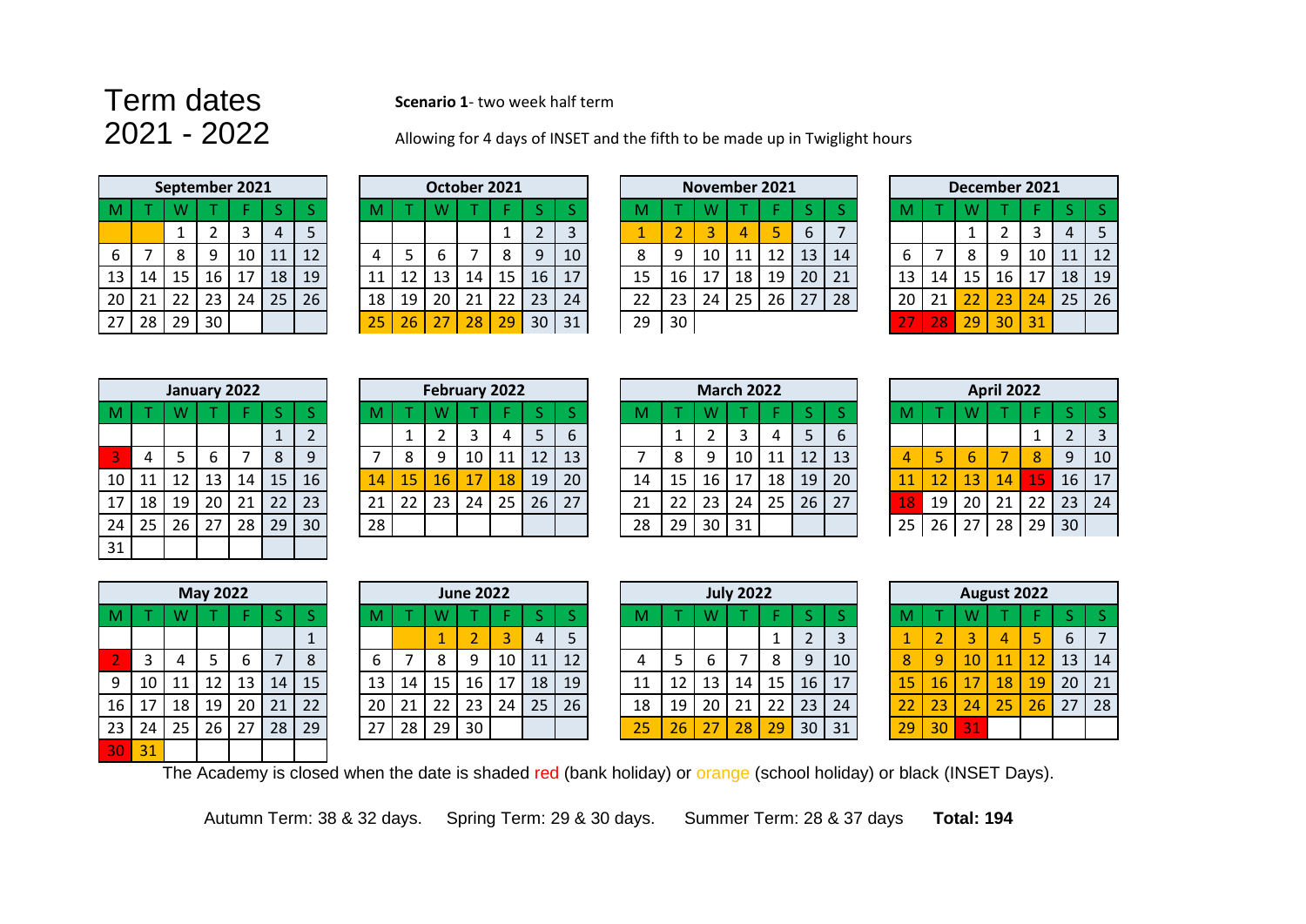# Term dates 2021 - 2022

**Scenario 1**- two week half term

Allowing for 4 days of INSET and the fifth to be made up in Twiglight hours

**September 2021**

| M | T | W | T | F | S | S |
|---|---|---|---|---|---|---|
| | | 1 | 2 | 3 | 4 | 5 |
| 6 | 7 | 8 | 9 | 10 | 11 | 12 |
| 13 | 14 | 15 | 16 | 17 | 18 | 19 |
| 20 | 21 | 22 | 23 | 24 | 25 | 26 |
| 27 | 28 | 29 | 30 | | | |

**October 2021**

| M | T | W | T | F | S | S |
|---|---|---|---|---|---|---|
| | | | | 1 | 2 | 3 |
| 4 | 5 | 6 | 7 | 8 | 9 | 10 |
| 11 | 12 | 13 | 14 | 15 | 16 | 17 |
| 18 | 19 | 20 | 21 | 22 | 23 | 24 |
| 25 | 26 | 27 | 28 | 29 | 30 | 31 |

**November 2021**

| M | T | W | T | F | S | S |
|---|---|---|---|---|---|---|
| 1 | 2 | 3 | 4 | 5 | 6 | 7 |
| 8 | 9 | 10 | 11 | 12 | 13 | 14 |
| 15 | 16 | 17 | 18 | 19 | 20 | 21 |
| 22 | 23 | 24 | 25 | 26 | 27 | 28 |
| 29 | 30 | | | | | |

**December 2021**

| M | T | W | T | F | S | S |
|---|---|---|---|---|---|---|
| | | 1 | 2 | 3 | 4 | 5 |
| 6 | 7 | 8 | 9 | 10 | 11 | 12 |
| 13 | 14 | 15 | 16 | 17 | 18 | 19 |
| 20 | 21 | 22 | 23 | 24 | 25 | 26 |
| 27 | 28 | 29 | 30 | 31 | | |

**January 2022**

| M | T | W | T | F | S | S |
|---|---|---|---|---|---|---|
| | | | | | 1 | 2 |
| 3 | 4 | 5 | 6 | 7 | 8 | 9 |
| 10 | 11 | 12 | 13 | 14 | 15 | 16 |
| 17 | 18 | 19 | 20 | 21 | 22 | 23 |
| 24 | 25 | 26 | 27 | 28 | 29 | 30 |
| 31 | | | | | | |

**February 2022**

| M | T | W | T | F | S | S |
|---|---|---|---|---|---|---|
| | 1 | 2 | 3 | 4 | 5 | 6 |
| 7 | 8 | 9 | 10 | 11 | 12 | 13 |
| 14 | 15 | 16 | 17 | 18 | 19 | 20 |
| 21 | 22 | 23 | 24 | 25 | 26 | 27 |
| 28 | | | | | | |

**March 2022**

| M | T | W | T | F | S | S |
|---|---|---|---|---|---|---|
| | 1 | 2 | 3 | 4 | 5 | 6 |
| 7 | 8 | 9 | 10 | 11 | 12 | 13 |
| 14 | 15 | 16 | 17 | 18 | 19 | 20 |
| 21 | 22 | 23 | 24 | 25 | 26 | 27 |
| 28 | 29 | 30 | 31 | | | |

**April 2022**

| M | T | W | T | F | S | S |
|---|---|---|---|---|---|---|
| | | | | 1 | 2 | 3 |
| 4 | 5 | 6 | 7 | 8 | 9 | 10 |
| 11 | 12 | 13 | 14 | 15 | 16 | 17 |
| 18 | 19 | 20 | 21 | 22 | 23 | 24 |
| 25 | 26 | 27 | 28 | 29 | 30 | |

**May 2022**

| M | T | W | T | F | S | S |
|---|---|---|---|---|---|---|
| | | | | | | 1 |
| 2 | 3 | 4 | 5 | 6 | 7 | 8 |
| 9 | 10 | 11 | 12 | 13 | 14 | 15 |
| 16 | 17 | 18 | 19 | 20 | 21 | 22 |
| 23 | 24 | 25 | 26 | 27 | 28 | 29 |
| 30 | 31 | | | | | |

**June 2022**

| M | T | W | T | F | S | S |
|---|---|---|---|---|---|---|
| | | 1 | 2 | 3 | 4 | 5 |
| 6 | 7 | 8 | 9 | 10 | 11 | 12 |
| 13 | 14 | 15 | 16 | 17 | 18 | 19 |
| 20 | 21 | 22 | 23 | 24 | 25 | 26 |
| 27 | 28 | 29 | 30 | | | |

**July 2022**

| M | T | W | T | F | S | S |
|---|---|---|---|---|---|---|
| | | | | 1 | 2 | 3 |
| 4 | 5 | 6 | 7 | 8 | 9 | 10 |
| 11 | 12 | 13 | 14 | 15 | 16 | 17 |
| 18 | 19 | 20 | 21 | 22 | 23 | 24 |
| 25 | 26 | 27 | 28 | 29 | 30 | 31 |

**August 2022**

| M | T | W | T | F | S | S |
|---|---|---|---|---|---|---|
| 1 | 2 | 3 | 4 | 5 | 6 | 7 |
| 8 | 9 | 10 | 11 | 12 | 13 | 14 |
| 15 | 16 | 17 | 18 | 19 | 20 | 21 |
| 22 | 23 | 24 | 25 | 26 | 27 | 28 |
| 29 | 30 | 31 | | | | |

The Academy is closed when the date is shaded red (bank holiday) or orange (school holiday) or black (INSET Days).

Autumn Term: 38 & 32 days. Spring Term: 29 & 30 days. Summer Term: 28 & 37 days **Total: 194**